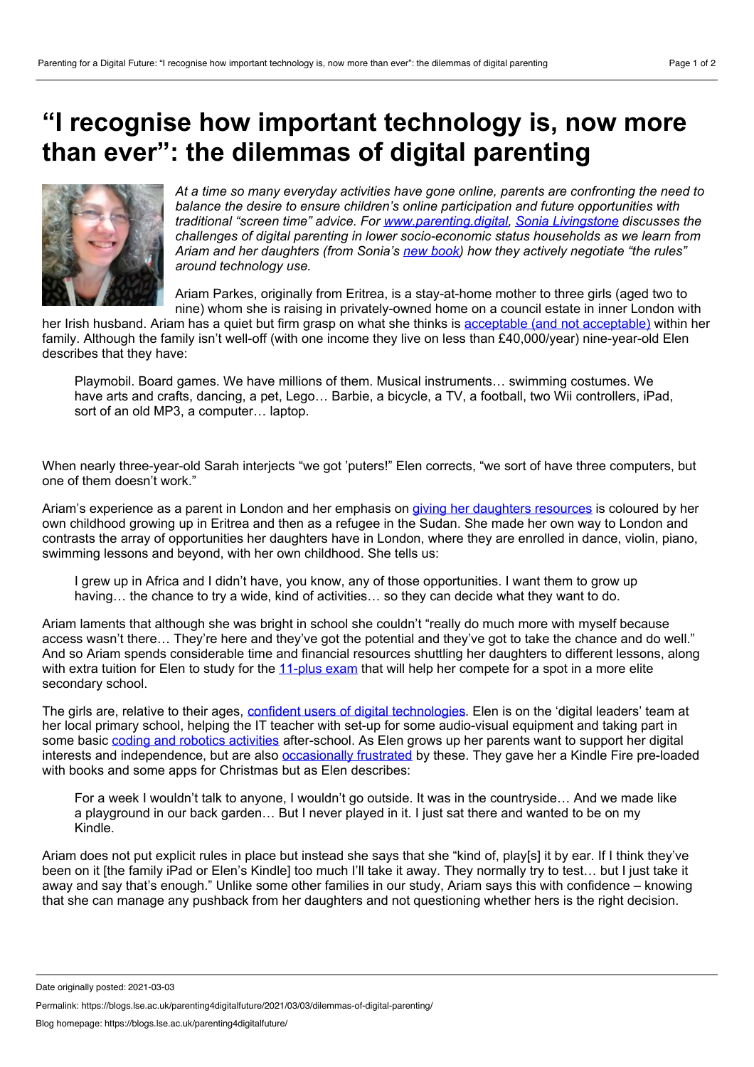# "I recognise how important technology is, now more than ever": the dilemmas of digital parenting

*At a time so many everyday activities have gone online, parents are confronting the need to balance the desire to ensure children's online participation and future opportunities with traditional "screen time" advice. For www.parenting.digital, Sonia Livingstone discusses the challenges of digital parenting in lower socio-economic status households as we learn from Ariam and her daughters (from Sonia's new book) how they actively negotiate "the rules" around technology use.*

Ariam Parkes, originally from Eritrea, is a stay-at-home mother to three girls (aged two to nine) whom she is raising in privately-owned home on a council estate in inner London with her Irish husband. Ariam has a quiet but firm grasp on what she thinks is acceptable (and not acceptable) within her family. Although the family isn't well-off (with one income they live on less than £40,000/year) nine-year-old Elen describes that they have:

> Playmobil. Board games. We have millions of them. Musical instruments… swimming costumes. We have arts and crafts, dancing, a pet, Lego… Barbie, a bicycle, a TV, a football, two Wii controllers, iPad, sort of an old MP3, a computer… laptop.

When nearly three-year-old Sarah interjects "we got 'puters!" Elen corrects, "we sort of have three computers, but one of them doesn't work."

Ariam's experience as a parent in London and her emphasis on giving her daughters resources is coloured by her own childhood growing up in Eritrea and then as a refugee in the Sudan. She made her own way to London and contrasts the array of opportunities her daughters have in London, where they are enrolled in dance, violin, piano, swimming lessons and beyond, with her own childhood. She tells us:

> I grew up in Africa and I didn't have, you know, any of those opportunities. I want them to grow up having… the chance to try a wide, kind of activities… so they can decide what they want to do.

Ariam laments that although she was bright in school she couldn't "really do much more with myself because access wasn't there… They're here and they've got the potential and they've got to take the chance and do well." And so Ariam spends considerable time and financial resources shuttling her daughters to different lessons, along with extra tuition for Elen to study for the 11-plus exam that will help her compete for a spot in a more elite secondary school.

The girls are, relative to their ages, confident users of digital technologies. Elen is on the 'digital leaders' team at her local primary school, helping the IT teacher with set-up for some audio-visual equipment and taking part in some basic coding and robotics activities after-school. As Elen grows up her parents want to support her digital interests and independence, but are also occasionally frustrated by these. They gave her a Kindle Fire pre-loaded with books and some apps for Christmas but as Elen describes:

> For a week I wouldn't talk to anyone, I wouldn't go outside. It was in the countryside… And we made like a playground in our back garden… But I never played in it. I just sat there and wanted to be on my Kindle.

Ariam does not put explicit rules in place but instead she says that she "kind of, play[s] it by ear. If I think they've been on it [the family iPad or Elen's Kindle] too much I'll take it away. They normally try to test… but I just take it away and say that's enough." Unlike some other families in our study, Ariam says this with confidence – knowing that she can manage any pushback from her daughters and not questioning whether hers is the right decision.

Date originally posted: 2021-03-03

Permalink: https://blogs.lse.ac.uk/parenting4digitalfuture/2021/03/03/dilemmas-of-digital-parenting/

Blog homepage: https://blogs.lse.ac.uk/parenting4digitalfuture/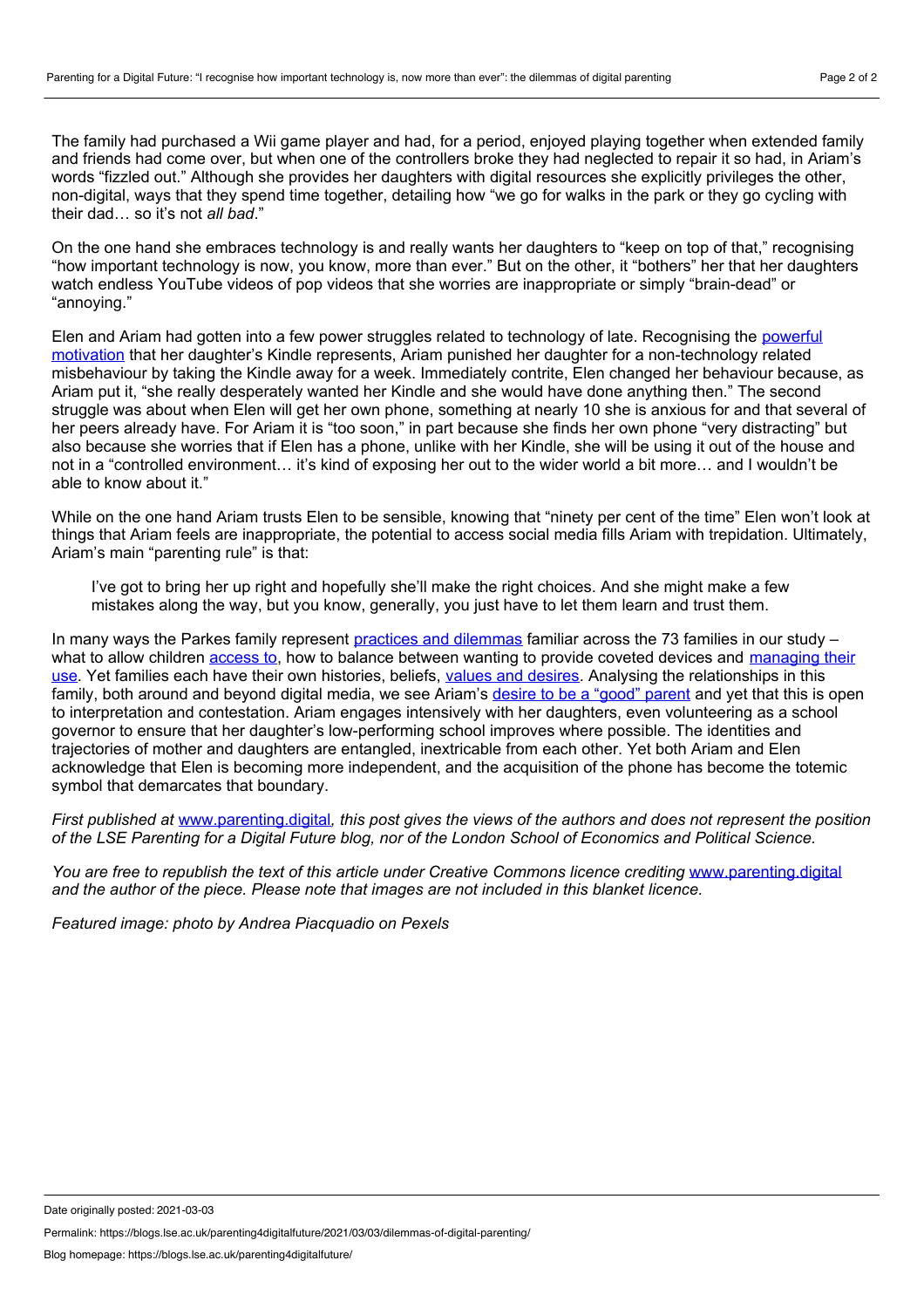The family had purchased a Wii game player and had, for a period, enjoyed playing together when extended family and friends had come over, but when one of the controllers broke they had neglected to repair it so had, in Ariam's words "fizzled out." Although she provides her daughters with digital resources she explicitly privileges the other, non-digital, ways that they spend time together, detailing how "we go for walks in the park or they go cycling with their dad… so it's not *all bad*."

On the one hand she embraces technology is and really wants her daughters to "keep on top of that," recognising "how important technology is now, you know, more than ever." But on the other, it "bothers" her that her daughters watch endless YouTube videos of pop videos that she worries are inappropriate or simply "brain-dead" or "annoying."

Elen and Ariam had gotten into a few power struggles related to technology of late. Recognising the powerful motivation that her daughter's Kindle represents, Ariam punished her daughter for a non-technology related misbehaviour by taking the Kindle away for a week. Immediately contrite, Elen changed her behaviour because, as Ariam put it, "she really desperately wanted her Kindle and she would have done anything then." The second struggle was about when Elen will get her own phone, something at nearly 10 she is anxious for and that several of her peers already have. For Ariam it is "too soon," in part because she finds her own phone "very distracting" but also because she worries that if Elen has a phone, unlike with her Kindle, she will be using it out of the house and not in a "controlled environment… it's kind of exposing her out to the wider world a bit more… and I wouldn't be able to know about it."

While on the one hand Ariam trusts Elen to be sensible, knowing that "ninety per cent of the time" Elen won't look at things that Ariam feels are inappropriate, the potential to access social media fills Ariam with trepidation. Ultimately, Ariam's main "parenting rule" is that:

> I've got to bring her up right and hopefully she'll make the right choices. And she might make a few mistakes along the way, but you know, generally, you just have to let them learn and trust them.

In many ways the Parkes family represent practices and dilemmas familiar across the 73 families in our study – what to allow children access to, how to balance between wanting to provide coveted devices and managing their use. Yet families each have their own histories, beliefs, values and desires. Analysing the relationships in this family, both around and beyond digital media, we see Ariam's desire to be a "good" parent and yet that this is open to interpretation and contestation. Ariam engages intensively with her daughters, even volunteering as a school governor to ensure that her daughter's low-performing school improves where possible. The identities and trajectories of mother and daughters are entangled, inextricable from each other. Yet both Ariam and Elen acknowledge that Elen is becoming more independent, and the acquisition of the phone has become the totemic symbol that demarcates that boundary.

*First published at* www.parenting.digital*, this post gives the views of the authors and does not represent the position of the LSE Parenting for a Digital Future blog, nor of the London School of Economics and Political Science.*

*You are free to republish the text of this article under Creative Commons licence crediting* www.parenting.digital *and the author of the piece. Please note that images are not included in this blanket licence.*

*Featured image: photo by Andrea Piacquadio on Pexels*

Date originally posted: 2021-03-03

Permalink: https://blogs.lse.ac.uk/parenting4digitalfuture/2021/03/03/dilemmas-of-digital-parenting/

Blog homepage: https://blogs.lse.ac.uk/parenting4digitalfuture/